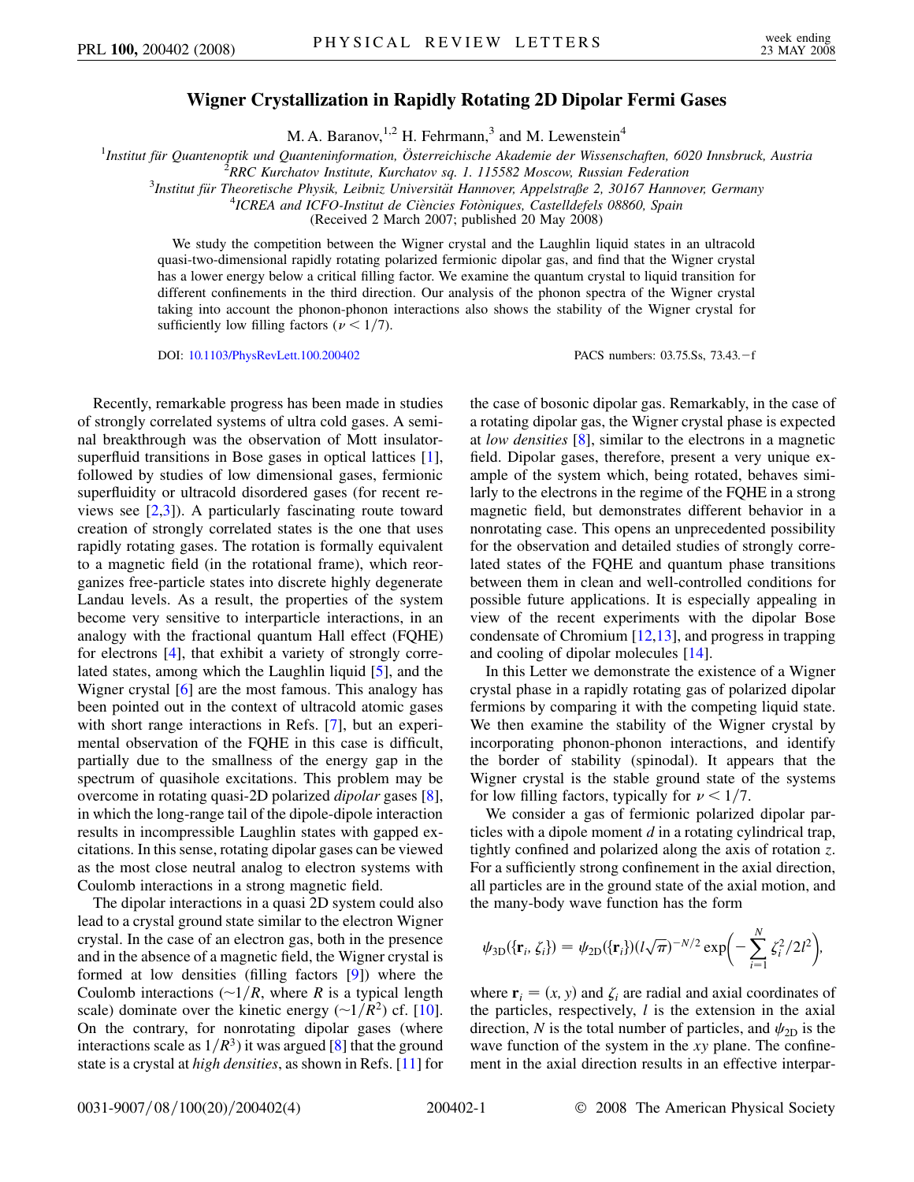# Wigner Crystallization in Rapidly Rotating 2D Dipolar Fermi Gases

M. A. Baranov,[1,2] H. Fehrmann,[3] and M. Lewenstein[4]

[1]Institut für Quantenoptik und Quanteninformation, Österreichische Akademie der Wissenschaften, 6020 Innsbruck, Austria
[2]RRC Kurchatov Institute, Kurchatov sq. 1. 115582 Moscow, Russian Federation
[3]Institut für Theoretische Physik, Leibniz Universität Hannover, Appelstraße 2, 30167 Hannover, Germany
[4]ICREA and ICFO-Institut de Ciències Fotòniques, Castelldefels 08860, Spain

(Received 2 March 2007; published 20 May 2008)

We study the competition between the Wigner crystal and the Laughlin liquid states in an ultracold quasi-two-dimensional rapidly rotating polarized fermionic dipolar gas, and find that the Wigner crystal has a lower energy below a critical filling factor. We examine the quantum crystal to liquid transition for different confinements in the third direction. Our analysis of the phonon spectra of the Wigner crystal taking into account the phonon-phonon interactions also shows the stability of the Wigner crystal for sufficiently low filling factors ($\nu < 1/7$).

DOI: 10.1103/PhysRevLett.100.200402

PACS numbers: 03.75.Ss, 73.43.−f

Recently, remarkable progress has been made in studies of strongly correlated systems of ultra cold gases. A seminal breakthrough was the observation of Mott insulator-superfluid transitions in Bose gases in optical lattices [1], followed by studies of low dimensional gases, fermionic superfluidity or ultracold disordered gases (for recent reviews see [2,3]). A particularly fascinating route toward creation of strongly correlated states is the one that uses rapidly rotating gases. The rotation is formally equivalent to a magnetic field (in the rotational frame), which reorganizes free-particle states into discrete highly degenerate Landau levels. As a result, the properties of the system become very sensitive to interparticle interactions, in an analogy with the fractional quantum Hall effect (FQHE) for electrons [4], that exhibit a variety of strongly correlated states, among which the Laughlin liquid [5], and the Wigner crystal [6] are the most famous. This analogy has been pointed out in the context of ultracold atomic gases with short range interactions in Refs. [7], but an experimental observation of the FQHE in this case is difficult, partially due to the smallness of the energy gap in the spectrum of quasihole excitations. This problem may be overcome in rotating quasi-2D polarized *dipolar* gases [8], in which the long-range tail of the dipole-dipole interaction results in incompressible Laughlin states with gapped excitations. In this sense, rotating dipolar gases can be viewed as the most close neutral analog to electron systems with Coulomb interactions in a strong magnetic field.

The dipolar interactions in a quasi 2D system could also lead to a crystal ground state similar to the electron Wigner crystal. In the case of an electron gas, both in the presence and in the absence of a magnetic field, the Wigner crystal is formed at low densities (filling factors [9]) where the Coulomb interactions ($\sim 1/R$, where $R$ is a typical length scale) dominate over the kinetic energy ($\sim 1/R^2$) cf. [10]. On the contrary, for nonrotating dipolar gases (where interactions scale as $1/R^3$) it was argued [8] that the ground state is a crystal at *high densities*, as shown in Refs. [11] for the case of bosonic dipolar gas. Remarkably, in the case of a rotating dipolar gas, the Wigner crystal phase is expected at *low densities* [8], similar to the electrons in a magnetic field. Dipolar gases, therefore, present a very unique example of the system which, being rotated, behaves similarly to the electrons in the regime of the FQHE in a strong magnetic field, but demonstrates different behavior in a nonrotating case. This opens an unprecedented possibility for the observation and detailed studies of strongly correlated states of the FQHE and quantum phase transitions between them in clean and well-controlled conditions for possible future applications. It is especially appealing in view of the recent experiments with the dipolar Bose condensate of Chromium [12,13], and progress in trapping and cooling of dipolar molecules [14].

In this Letter we demonstrate the existence of a Wigner crystal phase in a rapidly rotating gas of polarized dipolar fermions by comparing it with the competing liquid state. We then examine the stability of the Wigner crystal by incorporating phonon-phonon interactions, and identify the border of stability (spinodal). It appears that the Wigner crystal is the stable ground state of the systems for low filling factors, typically for $\nu < 1/7$.

We consider a gas of fermionic polarized dipolar particles with a dipole moment $d$ in a rotating cylindrical trap, tightly confined and polarized along the axis of rotation $z$. For a sufficiently strong confinement in the axial direction, all particles are in the ground state of the axial motion, and the many-body wave function has the form

$$\psi_{3D}(\{\mathbf{r}_i, \zeta_i\}) = \psi_{2D}(\{\mathbf{r}_i\})(l\sqrt{\pi})^{-N/2}\exp\left(-\sum_{i=1}^{N}\zeta_i^2/2l^2\right),$$

where $\mathbf{r}_i = (x, y)$ and $\zeta_i$ are radial and axial coordinates of the particles, respectively, $l$ is the extension in the axial direction, $N$ is the total number of particles, and $\psi_{2D}$ is the wave function of the system in the $xy$ plane. The confinement in the axial direction results in an effective interpar-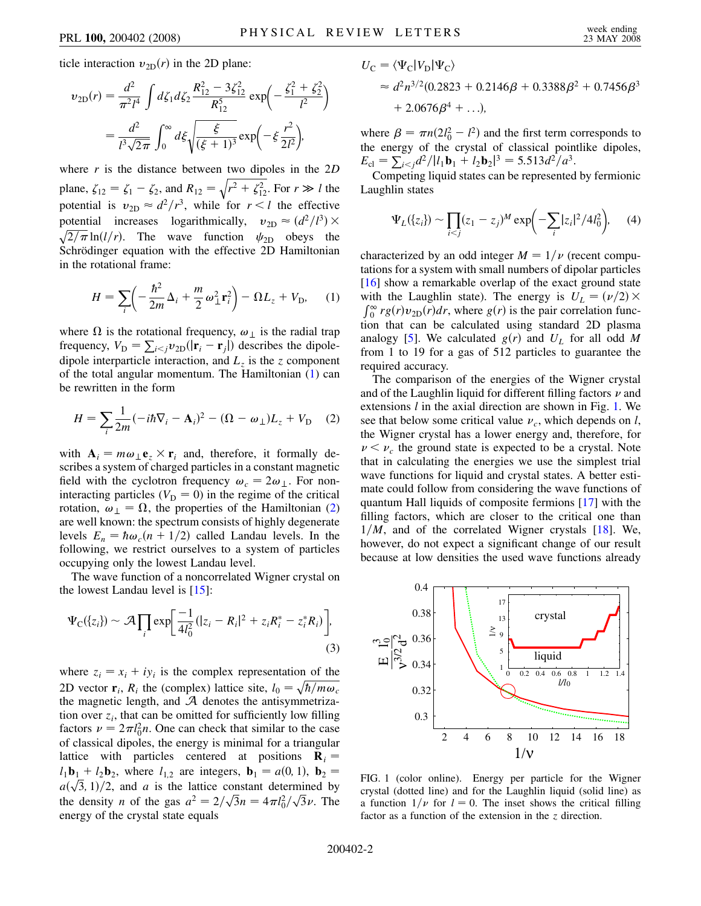ticle interaction $v_{2D}(r)$ in the 2D plane:

$$v_{2D}(r) = \frac{d^2}{\pi^2 l^4} \int d\zeta_1 d\zeta_2 \frac{R_{12}^2 - 3\zeta_{12}^2}{R_{12}^5} \exp\left(-\frac{\zeta_1^2 + \zeta_2^2}{l^2}\right)$$
$$= \frac{d^2}{l^3\sqrt{2\pi}} \int_0^\infty d\xi \sqrt{\frac{\xi}{(\xi+1)^3}} \exp\left(-\xi \frac{r^2}{2l^2}\right),$$

where $r$ is the distance between two dipoles in the 2D plane, $\zeta_{12} = \zeta_1 - \zeta_2$, and $R_{12} = \sqrt{r^2 + \zeta_{12}^2}$. For $r \gg l$ the potential is $v_{2D} \approx d^2/r^3$, while for $r < l$ the effective potential increases logarithmically, $v_{2D} \approx (d^2/l^3) \times \sqrt{2/\pi} \ln(l/r)$. The wave function $\psi_{2D}$ obeys the Schrödinger equation with the effective 2D Hamiltonian in the rotational frame:

$$H = \sum_i \left(-\frac{\hbar^2}{2m}\Delta_i + \frac{m}{2}\omega_\perp^2 \mathbf{r}_i^2\right) - \Omega L_z + V_D, \quad (1)$$

where $\Omega$ is the rotational frequency, $\omega_\perp$ is the radial trap frequency, $V_D = \sum_{i<j} v_{2D}(|\mathbf{r}_i - \mathbf{r}_j|)$ describes the dipole-dipole interparticle interaction, and $L_z$ is the $z$ component of the total angular momentum. The Hamiltonian (1) can be rewritten in the form

$$H = \sum_i \frac{1}{2m}(-i\hbar\nabla_i - \mathbf{A}_i)^2 - (\Omega - \omega_\perp)L_z + V_D \quad (2)$$

with $\mathbf{A}_i = m\omega_\perp \mathbf{e}_z \times \mathbf{r}_i$ and, therefore, it formally describes a system of charged particles in a constant magnetic field with the cyclotron frequency $\omega_c = 2\omega_\perp$. For noninteracting particles ($V_D = 0$) in the regime of the critical rotation, $\omega_\perp = \Omega$, the properties of the Hamiltonian (2) are well known: the spectrum consists of highly degenerate levels $E_n = \hbar\omega_c(n + 1/2)$ called Landau levels. In the following, we restrict ourselves to a system of particles occupying only the lowest Landau level.

The wave function of a noncorrelated Wigner crystal on the lowest Landau level is [15]:

$$\Psi_C(\{z_i\}) \sim \mathcal{A}\prod_i \exp\left[\frac{-1}{4l_0^2}(|z_i - R_i|^2 + z_i R_i^* - z_i^* R_i)\right], \quad (3)$$

where $z_i = x_i + iy_i$ is the complex representation of the 2D vector $\mathbf{r}_i$, $R_i$ the (complex) lattice site, $l_0 = \sqrt{\hbar/m\omega_c}$ the magnetic length, and $\mathcal{A}$ denotes the antisymmetrization over $z_i$, that can be omitted for sufficiently low filling factors $\nu = 2\pi l_0^2 n$. One can check that similar to the case of classical dipoles, the energy is minimal for a triangular lattice with particles centered at positions $\mathbf{R}_i = l_1\mathbf{b}_1 + l_2\mathbf{b}_2$, where $l_{1,2}$ are integers, $\mathbf{b}_1 = a(0, 1)$, $\mathbf{b}_2 = a(\sqrt{3}, 1)/2$, and $a$ is the lattice constant determined by the density $n$ of the gas $a^2 = 2/\sqrt{3}n = 4\pi l_0^2/\sqrt{3}\nu$. The energy of the crystal state equals

$$U_C = \langle\Psi_C|V_D|\Psi_C\rangle$$
$$\approx d^2 n^{3/2}(0.2823 + 0.2146\beta + 0.3388\beta^2 + 0.7456\beta^3 + 2.0676\beta^4 + \ldots),$$

where $\beta = \pi n(2l_0^2 - l^2)$ and the first term corresponds to the energy of the crystal of classical pointlike dipoles, $E_{cl} = \sum_{i<j} d^2/|l_1\mathbf{b}_1 + l_2\mathbf{b}_2|^3 = 5.513d^2/a^3$.

Competing liquid states can be represented by fermionic Laughlin states

$$\Psi_L(\{z_i\}) \sim \prod_{i<j}(z_1 - z_j)^M \exp\left(-\sum_i |z_i|^2/4l_0^2\right), \quad (4)$$

characterized by an odd integer $M = 1/\nu$ (recent computations for a system with small numbers of dipolar particles [16] show a remarkable overlap of the exact ground state with the Laughlin state). The energy is $U_L = (\nu/2) \times \int_0^\infty rg(r)v_{2D}(r)dr$, where $g(r)$ is the pair correlation function that can be calculated using standard 2D plasma analogy [5]. We calculated $g(r)$ and $U_L$ for all odd $M$ from 1 to 19 for a gas of 512 particles to guarantee the required accuracy.

The comparison of the energies of the Wigner crystal and of the Laughlin liquid for different filling factors $\nu$ and extensions $l$ in the axial direction are shown in Fig. 1. We see that below some critical value $\nu_c$, which depends on $l$, the Wigner crystal has a lower energy and, therefore, for $\nu < \nu_c$ the ground state is expected to be a crystal. Note that in calculating the energies we use the simplest trial wave functions for liquid and crystal states. A better estimate could follow from considering the wave functions of quantum Hall liquids of composite fermions [17] with the filling factors, which are closer to the critical one than $1/M$, and of the correlated Wigner crystals [18]. We, however, do not expect a significant change of our result because at low densities the used wave functions already

FIG. 1 (color online). Energy per particle for the Wigner crystal (dotted line) and for the Laughlin liquid (solid line) as a function $1/\nu$ for $l = 0$. The inset shows the critical filling factor as a function of the extension in the $z$ direction.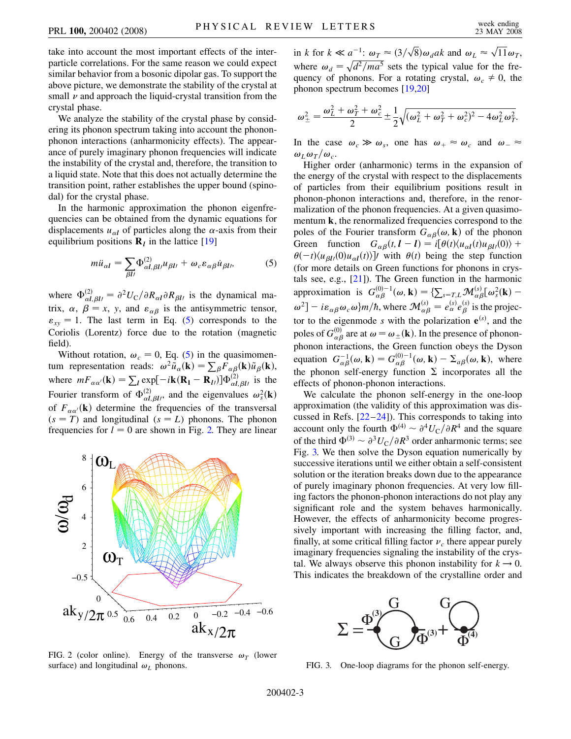take into account the most important effects of the interparticle correlations. For the same reason we could expect similar behavior from a bosonic dipolar gas. To support the above picture, we demonstrate the stability of the crystal at small $\nu$ and approach the liquid-crystal transition from the crystal phase.

We analyze the stability of the crystal phase by considering its phonon spectrum taking into account the phonon-phonon interactions (anharmonicity effects). The appearance of purely imaginary phonon frequencies will indicate the instability of the crystal and, therefore, the transition to a liquid state. Note that this does not actually determine the transition point, rather establishes the upper bound (spinodal) for the crystal phase.

In the harmonic approximation the phonon eigenfrequencies can be obtained from the dynamic equations for displacements $u_{\alpha l}$ of particles along the $\alpha$-axis from their equilibrium positions $\mathbf{R}_l$ in the lattice [19]

$$m\ddot{u}_{\alpha l} = \sum_{\beta l'} \Phi^{(2)}_{\alpha l,\beta l'} u_{\beta l'} + \omega_c \varepsilon_{\alpha\beta} \dot{u}_{\beta l'}, \tag{5}$$

where $\Phi^{(2)}_{\alpha l,\beta l'} = \partial^2 U_C / \partial R_{\alpha l} \partial R_{\beta l'}$ is the dynamical matrix, $\alpha$, $\beta = x$, $y$, and $\varepsilon_{\alpha\beta}$ is the antisymmetric tensor, $\varepsilon_{xy} = 1$. The last term in Eq. (5) corresponds to the Coriolis (Lorentz) force due to the rotation (magnetic field).

Without rotation, $\omega_c = 0$, Eq. (5) in the quasimomentum representation reads: $\omega^2 \tilde{u}_\alpha(\mathbf{k}) = \sum_\beta F_{\alpha\beta}(\mathbf{k}) \tilde{u}_\beta(\mathbf{k})$, where $mF_{\alpha\alpha'}(\mathbf{k}) = \sum_l \exp[-i\mathbf{k}(\mathbf{R_l} - \mathbf{R}_{l'})] \Phi^{(2)}_{\alpha l,\beta l'}$ is the Fourier transform of $\Phi^{(2)}_{\alpha l,\beta l'}$, and the eigenvalues $\omega_s^2(\mathbf{k})$ of $F_{\alpha\alpha'}(\mathbf{k})$ determine the frequencies of the transversal ($s = T$) and longitudinal ($s = L$) phonons. The phonon frequencies for $l = 0$ are shown in Fig. 2. They are linear in $k$ for $k \ll a^{-1}$: $\omega_T \approx (3/\sqrt{8})\omega_d ak$ and $\omega_L \approx \sqrt{11}\omega_T$, where $\omega_d = \sqrt{d^2/ma^5}$ sets the typical value for the frequency of phonons. For a rotating crystal, $\omega_c \neq 0$, the phonon spectrum becomes [19,20]

$$\omega_\pm^2 = \frac{\omega_L^2 + \omega_T^2 + \omega_c^2}{2} \pm \frac{1}{2}\sqrt{(\omega_L^2 + \omega_T^2 + \omega_c^2)^2 - 4\omega_L^2\omega_T^2}.$$

In the case $\omega_c \gg \omega_s$, one has $\omega_+ \approx \omega_c$ and $\omega_- \approx \omega_L\omega_T/\omega_c$.

FIG. 2 (color online). Energy of the transverse $\omega_T$ (lower surface) and longitudinal $\omega_L$ phonons.

Higher order (anharmonic) terms in the expansion of the energy of the crystal with respect to the displacements of particles from their equilibrium positions result in phonon-phonon interactions and, therefore, in the renormalization of the phonon frequencies. At a given quasimomentum $\mathbf{k}$, the renormalized frequencies correspond to the poles of the Fourier transform $G_{\alpha\beta}(\omega, \mathbf{k})$ of the phonon Green function $G_{\alpha\beta}(t, \boldsymbol{l} - \boldsymbol{l}) = i[\theta(t)\langle u_{\alpha l}(t)u_{\beta l'}(0)\rangle + \theta(-t)\langle u_{\beta l'}(0)u_{\alpha l}(t)\rangle]/$ with $\theta(t)$ being the step function (for more details on Green functions for phonons in crystals see, e.g., [21]). The Green function in the harmonic approximation is $G^{(0)-1}_{\alpha\beta}(\omega, \mathbf{k}) = \{\sum_{s=T,L} \mathcal{M}^{(s)}_{\alpha\beta}[\omega_s^2(\mathbf{k}) - \omega^2] - i\varepsilon_{\alpha\beta}\omega_c\omega\}m/\hbar$, where $\mathcal{M}^{(s)}_{\alpha\beta} = e^{(s)}_\alpha e^{(s)}_\beta$ is the projector to the eigenmode $s$ with the polarization $\mathbf{e}^{(s)}$, and the poles of $G^{(0)}_{\alpha\beta}$ are at $\omega = \omega_\pm(\mathbf{k})$. In the presence of phonon-phonon interactions, the Green function obeys the Dyson equation $G^{-1}_{\alpha\beta}(\omega, \mathbf{k}) = G^{(0)-1}_{\alpha\beta}(\omega, \mathbf{k}) - \Sigma_{\alpha\beta}(\omega, \mathbf{k})$, where the phonon self-energy function $\Sigma$ incorporates all the effects of phonon-phonon interactions.

We calculate the phonon self-energy in the one-loop approximation (the validity of this approximation was discussed in Refs. [22–24]). This corresponds to taking into account only the fourth $\Phi^{(4)} \sim \partial^4 U_C/\partial R^4$ and the square of the third $\Phi^{(3)} \sim \partial^3 U_C/\partial R^3$ order anharmonic terms; see Fig. 3. We then solve the Dyson equation numerically by successive iterations until we either obtain a self-consistent solution or the iteration breaks down due to the appearance of purely imaginary phonon frequencies. At very low filling factors the phonon-phonon interactions do not play any significant role and the system behaves harmonically. However, the effects of anharmonicity become progressively important with increasing the filling factor, and, finally, at some critical filling factor $\nu_c$ there appear purely imaginary frequencies signaling the instability of the crystal. We always observe this phonon instability for $k \to 0$. This indicates the breakdown of the crystalline order and

FIG. 3. One-loop diagrams for the phonon self-energy.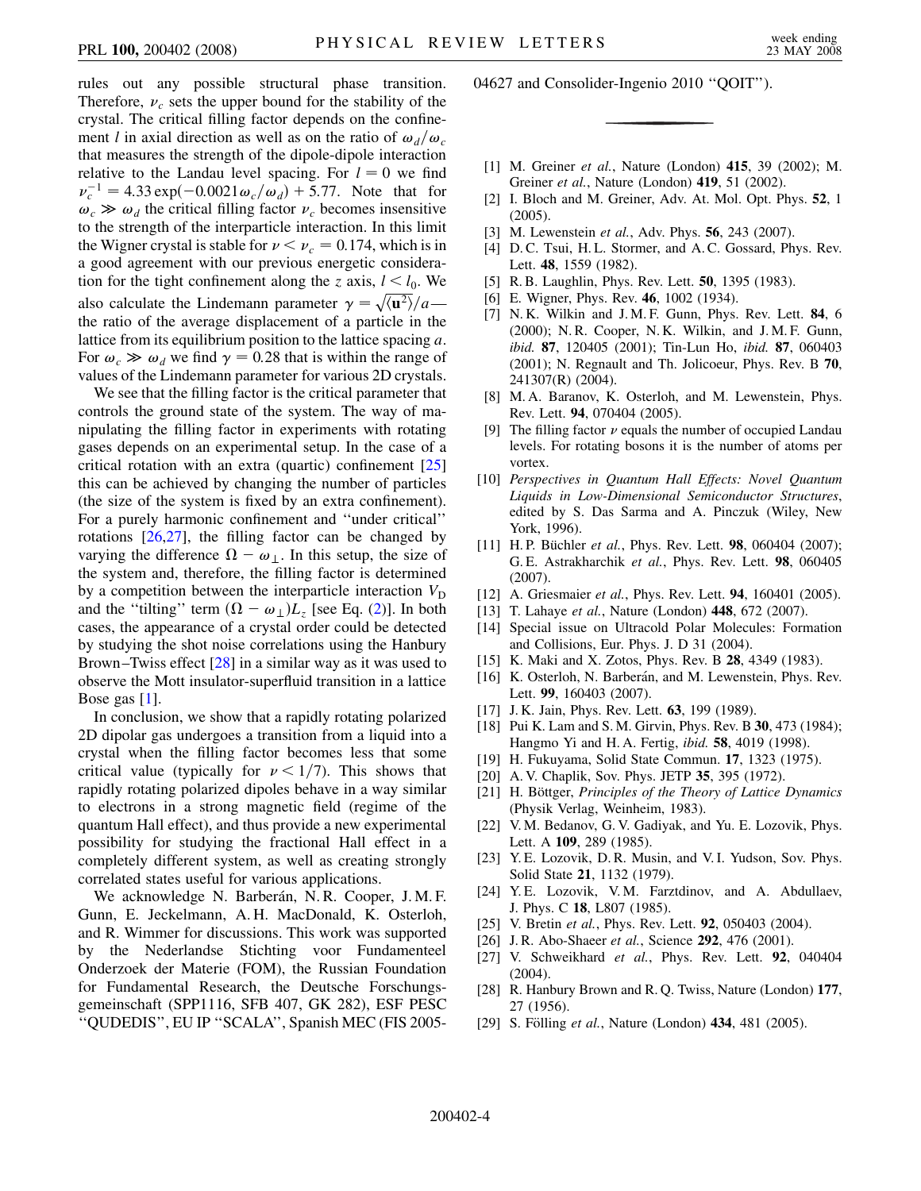rules out any possible structural phase transition. Therefore, $\nu_c$ sets the upper bound for the stability of the crystal. The critical filling factor depends on the confinement $l$ in axial direction as well as on the ratio of $\omega_d/\omega_c$ that measures the strength of the dipole-dipole interaction relative to the Landau level spacing. For $l = 0$ we find $\nu_c^{-1} = 4.33 \exp(-0.0021\omega_c/\omega_d) + 5.77$. Note that for $\omega_c \gg \omega_d$ the critical filling factor $\nu_c$ becomes insensitive to the strength of the interparticle interaction. In this limit the Wigner crystal is stable for $\nu < \nu_c = 0.174$, which is in a good agreement with our previous energetic consideration for the tight confinement along the $z$ axis, $l < l_0$. We also calculate the Lindemann parameter $\gamma = \sqrt{\langle \mathbf{u}^2 \rangle}/a$—the ratio of the average displacement of a particle in the lattice from its equilibrium position to the lattice spacing $a$. For $\omega_c \gg \omega_d$ we find $\gamma = 0.28$ that is within the range of values of the Lindemann parameter for various 2D crystals.

We see that the filling factor is the critical parameter that controls the ground state of the system. The way of manipulating the filling factor in experiments with rotating gases depends on an experimental setup. In the case of a critical rotation with an extra (quartic) confinement [25] this can be achieved by changing the number of particles (the size of the system is fixed by an extra confinement). For a purely harmonic confinement and "under critical" rotations [26,27], the filling factor can be changed by varying the difference $\Omega - \omega_\perp$. In this setup, the size of the system and, therefore, the filling factor is determined by a competition between the interparticle interaction $V_D$ and the "tilting" term $(\Omega - \omega_\perp)L_z$ [see Eq. (2)]. In both cases, the appearance of a crystal order could be detected by studying the shot noise correlations using the Hanbury Brown–Twiss effect [28] in a similar way as it was used to observe the Mott insulator-superfluid transition in a lattice Bose gas [1].

In conclusion, we show that a rapidly rotating polarized 2D dipolar gas undergoes a transition from a liquid into a crystal when the filling factor becomes less that some critical value (typically for $\nu < 1/7$). This shows that rapidly rotating polarized dipoles behave in a way similar to electrons in a strong magnetic field (regime of the quantum Hall effect), and thus provide a new experimental possibility for studying the fractional Hall effect in a completely different system, as well as creating strongly correlated states useful for various applications.

We acknowledge N. Barberán, N. R. Cooper, J. M. F. Gunn, E. Jeckelmann, A. H. MacDonald, K. Osterloh, and R. Wimmer for discussions. This work was supported by the Nederlandse Stichting voor Fundamenteel Onderzoek der Materie (FOM), the Russian Foundation for Fundamental Research, the Deutsche Forschungsgemeinschaft (SPP1116, SFB 407, GK 282), ESF PESC "QUDEDIS", EU IP "SCALA", Spanish MEC (FIS 2005-04627 and Consolider-Ingenio 2010 "QOIT").

---

[1] M. Greiner *et al.*, Nature (London) **415**, 39 (2002); M. Greiner *et al.*, Nature (London) **419**, 51 (2002).

[2] I. Bloch and M. Greiner, Adv. At. Mol. Opt. Phys. **52**, 1 (2005).

[3] M. Lewenstein *et al.*, Adv. Phys. **56**, 243 (2007).

[4] D. C. Tsui, H. L. Stormer, and A. C. Gossard, Phys. Rev. Lett. **48**, 1559 (1982).

[5] R. B. Laughlin, Phys. Rev. Lett. **50**, 1395 (1983).

[6] E. Wigner, Phys. Rev. **46**, 1002 (1934).

[7] N. K. Wilkin and J. M. F. Gunn, Phys. Rev. Lett. **84**, 6 (2000); N. R. Cooper, N. K. Wilkin, and J. M. F. Gunn, *ibid.* **87**, 120405 (2001); Tin-Lun Ho, *ibid.* **87**, 060403 (2001); N. Regnault and Th. Jolicoeur, Phys. Rev. B **70**, 241307(R) (2004).

[8] M. A. Baranov, K. Osterloh, and M. Lewenstein, Phys. Rev. Lett. **94**, 070404 (2005).

[9] The filling factor $\nu$ equals the number of occupied Landau levels. For rotating bosons it is the number of atoms per vortex.

[10] *Perspectives in Quantum Hall Effects: Novel Quantum Liquids in Low-Dimensional Semiconductor Structures*, edited by S. Das Sarma and A. Pinczuk (Wiley, New York, 1996).

[11] H. P. Büchler *et al.*, Phys. Rev. Lett. **98**, 060404 (2007); G. E. Astrakharchik *et al.*, Phys. Rev. Lett. **98**, 060405 (2007).

[12] A. Griesmaier *et al.*, Phys. Rev. Lett. **94**, 160401 (2005).

[13] T. Lahaye *et al.*, Nature (London) **448**, 672 (2007).

[14] Special issue on Ultracold Polar Molecules: Formation and Collisions, Eur. Phys. J. D 31 (2004).

[15] K. Maki and X. Zotos, Phys. Rev. B **28**, 4349 (1983).

[16] K. Osterloh, N. Barberán, and M. Lewenstein, Phys. Rev. Lett. **99**, 160403 (2007).

[17] J. K. Jain, Phys. Rev. Lett. **63**, 199 (1989).

[18] Pui K. Lam and S. M. Girvin, Phys. Rev. B **30**, 473 (1984); Hangmo Yi and H. A. Fertig, *ibid.* **58**, 4019 (1998).

[19] H. Fukuyama, Solid State Commun. **17**, 1323 (1975).

[20] A. V. Chaplik, Sov. Phys. JETP **35**, 395 (1972).

[21] H. Böttger, *Principles of the Theory of Lattice Dynamics* (Physik Verlag, Weinheim, 1983).

[22] V. M. Bedanov, G. V. Gadiyak, and Yu. E. Lozovik, Phys. Lett. A **109**, 289 (1985).

[23] Y. E. Lozovik, D. R. Musin, and V. I. Yudson, Sov. Phys. Solid State **21**, 1132 (1979).

[24] Y. E. Lozovik, V. M. Farztdinov, and A. Abdullaev, J. Phys. C **18**, L807 (1985).

[25] V. Bretin *et al.*, Phys. Rev. Lett. **92**, 050403 (2004).

[26] J. R. Abo-Shaeer *et al.*, Science **292**, 476 (2001).

[27] V. Schweikhard *et al.*, Phys. Rev. Lett. **92**, 040404 (2004).

[28] R. Hanbury Brown and R. Q. Twiss, Nature (London) **177**, 27 (1956).

[29] S. Fölling *et al.*, Nature (London) **434**, 481 (2005).